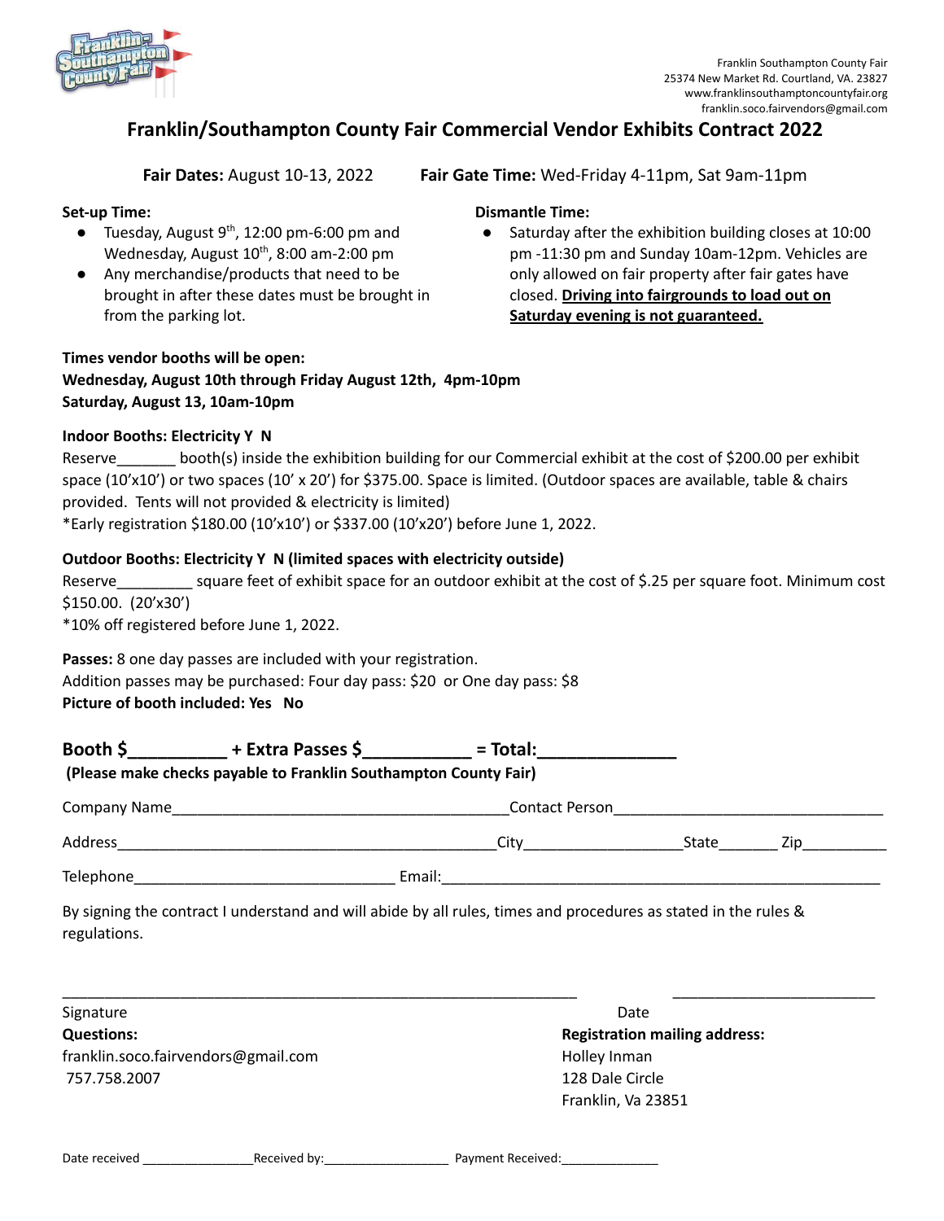Franklin Southampton County Fair
25374 New Market Rd. Courtland, VA. 23827
www.franklinsouthamptoncountyfair.org
franklin.soco.fairvendors@gmail.com

# Franklin/Southampton County Fair Commercial Vendor Exhibits Contract 2022

**Fair Dates:** August 10-13, 2022 **Fair Gate Time:** Wed-Friday 4-11pm, Sat 9am-11pm

**Set-up Time:**

- Tuesday, August 9th, 12:00 pm-6:00 pm and Wednesday, August 10th, 8:00 am-2:00 pm
- Any merchandise/products that need to be brought in after these dates must be brought in from the parking lot.

**Dismantle Time:**

- Saturday after the exhibition building closes at 10:00 pm -11:30 pm and Sunday 10am-12pm. Vehicles are only allowed on fair property after fair gates have closed. **Driving into fairgrounds to load out on Saturday evening is not guaranteed.**

**Times vendor booths will be open:**
**Wednesday, August 10th through Friday August 12th, 4pm-10pm**
**Saturday, August 13, 10am-10pm**

**Indoor Booths: Electricity Y N**

Reserve_______ booth(s) inside the exhibition building for our Commercial exhibit at the cost of $200.00 per exhibit space (10'x10') or two spaces (10' x 20') for $375.00. Space is limited. (Outdoor spaces are available, table & chairs provided. Tents will not provided & electricity is limited)
*Early registration $180.00 (10'x10') or $337.00 (10'x20') before June 1, 2022.

**Outdoor Booths: Electricity Y N (limited spaces with electricity outside)**

Reserve_________ square feet of exhibit space for an outdoor exhibit at the cost of $.25 per square foot. Minimum cost $150.00. (20'x30')
*10% off registered before June 1, 2022.

**Passes:** 8 one day passes are included with your registration.
Addition passes may be purchased: Four day pass: $20 or One day pass: $8
**Picture of booth included: Yes No**

**Booth $__________ + Extra Passes $___________ = Total:______________**
**(Please make checks payable to Franklin Southampton County Fair)**

Company Name________________________________________Contact Person_______________________________

Address_____________________________________________City__________________State_______ Zip__________

Telephone______________________________ Email:____________________________________________________

By signing the contract I understand and will abide by all rules, times and procedures as stated in the rules & regulations.

______________________________________________________________ ________________________
Signature Date

**Questions:**
franklin.soco.fairvendors@gmail.com
757.758.2007

**Registration mailing address:**
Holley Inman
128 Dale Circle
Franklin, Va 23851

Date received _______________Received by:_________________ Payment Received:_____________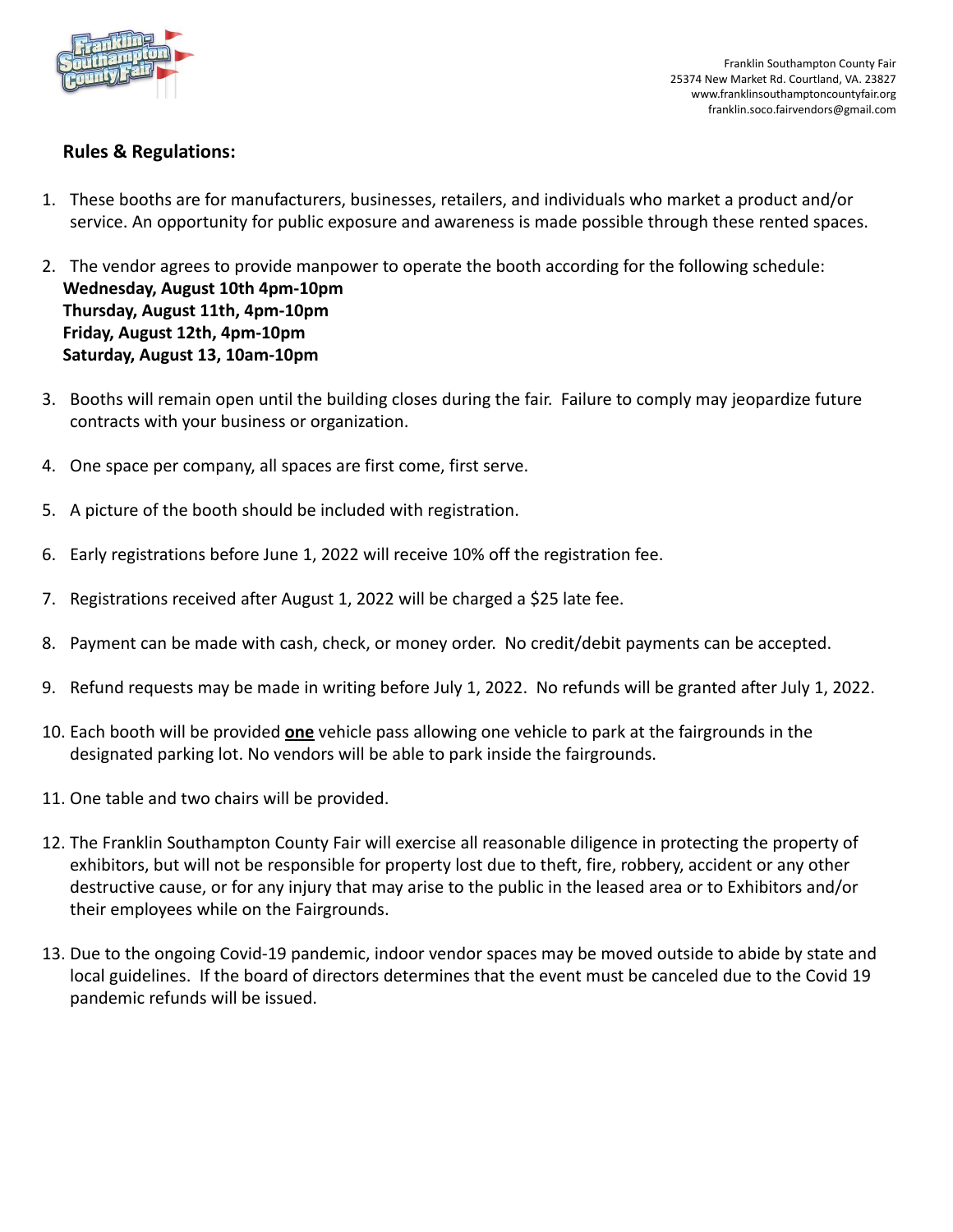Franklin Southampton County Fair
25374 New Market Rd. Courtland, VA. 23827
www.franklinsouthamptoncountyfair.org
franklin.soco.fairvendors@gmail.com

**Rules & Regulations:**

1. These booths are for manufacturers, businesses, retailers, and individuals who market a product and/or service. An opportunity for public exposure and awareness is made possible through these rented spaces.
2. The vendor agrees to provide manpower to operate the booth according for the following schedule:
   **Wednesday, August 10th 4pm-10pm**
   **Thursday, August 11th, 4pm-10pm**
   **Friday, August 12th, 4pm-10pm**
   **Saturday, August 13, 10am-10pm**
3. Booths will remain open until the building closes during the fair. Failure to comply may jeopardize future contracts with your business or organization.
4. One space per company, all spaces are first come, first serve.
5. A picture of the booth should be included with registration.
6. Early registrations before June 1, 2022 will receive 10% off the registration fee.
7. Registrations received after August 1, 2022 will be charged a $25 late fee.
8. Payment can be made with cash, check, or money order. No credit/debit payments can be accepted.
9. Refund requests may be made in writing before July 1, 2022. No refunds will be granted after July 1, 2022.
10. Each booth will be provided **one** vehicle pass allowing one vehicle to park at the fairgrounds in the designated parking lot. No vendors will be able to park inside the fairgrounds.
11. One table and two chairs will be provided.
12. The Franklin Southampton County Fair will exercise all reasonable diligence in protecting the property of exhibitors, but will not be responsible for property lost due to theft, fire, robbery, accident or any other destructive cause, or for any injury that may arise to the public in the leased area or to Exhibitors and/or their employees while on the Fairgrounds.
13. Due to the ongoing Covid-19 pandemic, indoor vendor spaces may be moved outside to abide by state and local guidelines. If the board of directors determines that the event must be canceled due to the Covid 19 pandemic refunds will be issued.